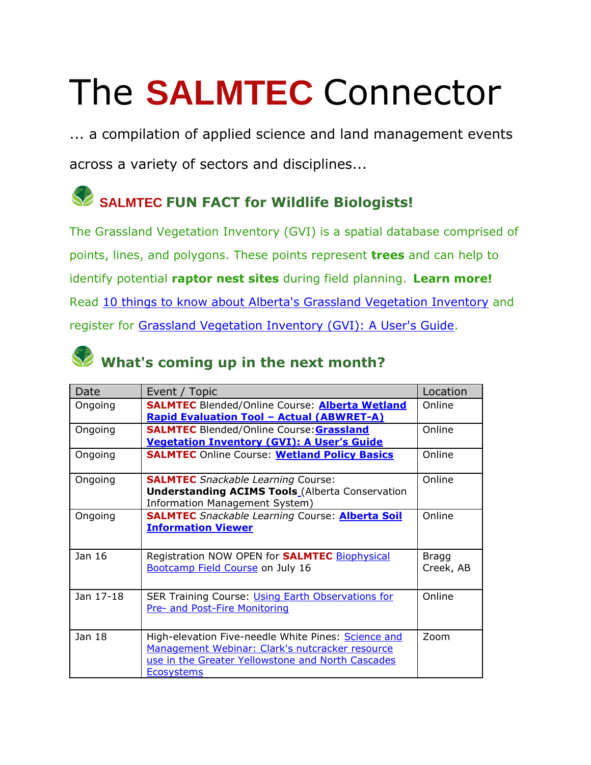# The **SALMTEC** Connector

... a compilation of applied science and land management events across a variety of sectors and disciplines...

## **SALMTEC FUN FACT for Wildlife Biologists!**

The Grassland Vegetation Inventory (GVI) is a spatial database comprised of points, lines, and polygons. These points represent **trees** and can help to identify potential **raptor nest sites** during field planning. **Learn more!** Read 10 things to know about Alberta's Grassland Vegetation Inventory and register for Grassland Vegetation Inventory (GVI): A User's Guide.

## **What's coming up in the next month?**

| Date | Event / Topic | Location |
| --- | --- | --- |
| Ongoing | **SALMTEC** Blended/Online Course: **Alberta Wetland Rapid Evaluation Tool – Actual (ABWRET-A)** | Online |
| Ongoing | **SALMTEC** Blended/Online Course: **Grassland Vegetation Inventory (GVI): A User's Guide** | Online |
| Ongoing | **SALMTEC** Online Course: **Wetland Policy Basics** | Online |
| Ongoing | **SALMTEC** *Snackable Learning* Course: **Understanding ACIMS Tools** (Alberta Conservation Information Management System) | Online |
| Ongoing | **SALMTEC** *Snackable Learning* Course: **Alberta Soil Information Viewer** | Online |
| Jan 16 | Registration NOW OPEN for **SALMTEC** Biophysical Bootcamp Field Course on July 16 | Bragg Creek, AB |
| Jan 17-18 | SER Training Course: Using Earth Observations for Pre- and Post-Fire Monitoring | Online |
| Jan 18 | High-elevation Five-needle White Pines: Science and Management Webinar: Clark's nutcracker resource use in the Greater Yellowstone and North Cascades Ecosystems | Zoom |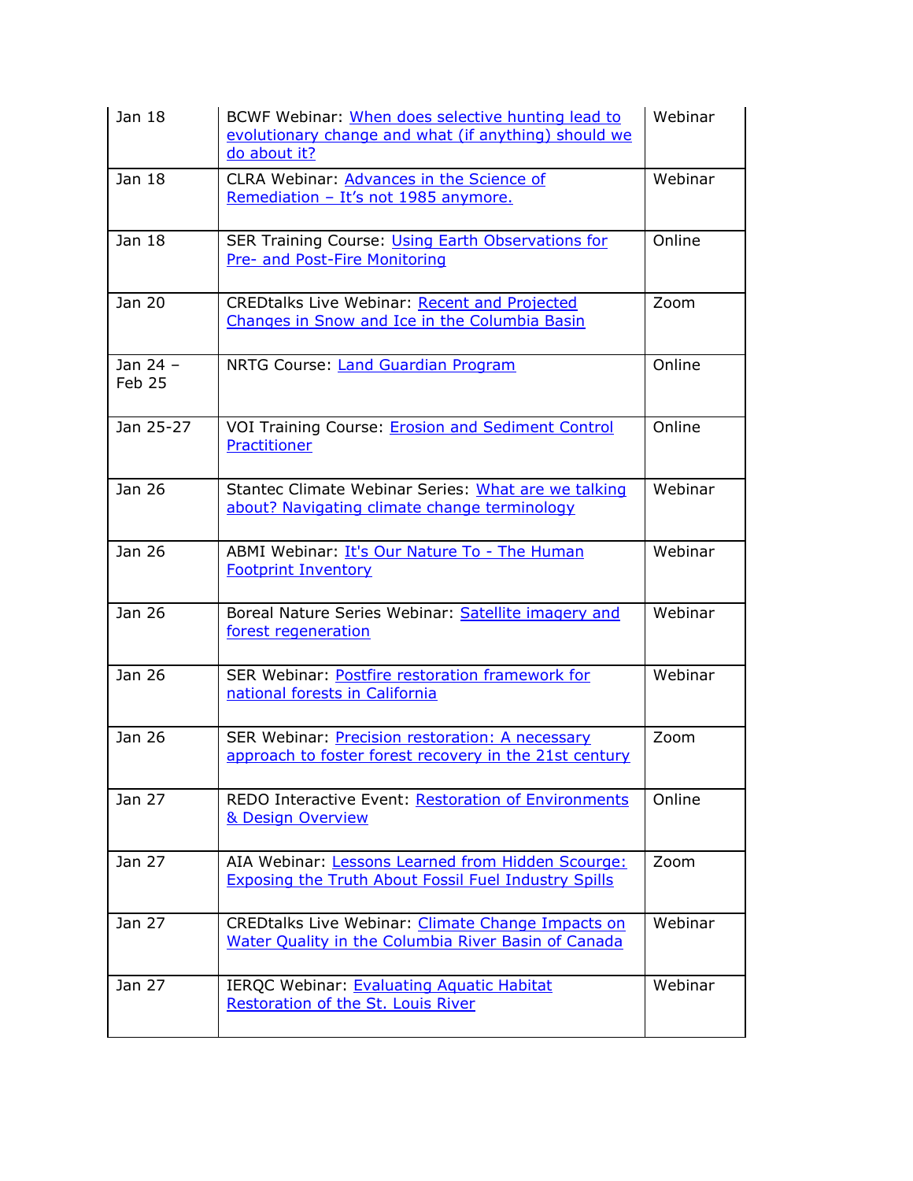| Jan 18 | BCWF Webinar: When does selective hunting lead to evolutionary change and what (if anything) should we do about it? | Webinar |
|---|---|---|
| Jan 18 | CLRA Webinar: Advances in the Science of Remediation – It's not 1985 anymore. | Webinar |
| Jan 18 | SER Training Course: Using Earth Observations for Pre- and Post-Fire Monitoring | Online |
| Jan 20 | CREDtalks Live Webinar: Recent and Projected Changes in Snow and Ice in the Columbia Basin | Zoom |
| Jan 24 – Feb 25 | NRTG Course: Land Guardian Program | Online |
| Jan 25-27 | VOI Training Course: Erosion and Sediment Control Practitioner | Online |
| Jan 26 | Stantec Climate Webinar Series: What are we talking about? Navigating climate change terminology | Webinar |
| Jan 26 | ABMI Webinar: It's Our Nature To - The Human Footprint Inventory | Webinar |
| Jan 26 | Boreal Nature Series Webinar: Satellite imagery and forest regeneration | Webinar |
| Jan 26 | SER Webinar: Postfire restoration framework for national forests in California | Webinar |
| Jan 26 | SER Webinar: Precision restoration: A necessary approach to foster forest recovery in the 21st century | Zoom |
| Jan 27 | REDO Interactive Event: Restoration of Environments & Design Overview | Online |
| Jan 27 | AIA Webinar: Lessons Learned from Hidden Scourge: Exposing the Truth About Fossil Fuel Industry Spills | Zoom |
| Jan 27 | CREDtalks Live Webinar: Climate Change Impacts on Water Quality in the Columbia River Basin of Canada | Webinar |
| Jan 27 | IERQC Webinar: Evaluating Aquatic Habitat Restoration of the St. Louis River | Webinar |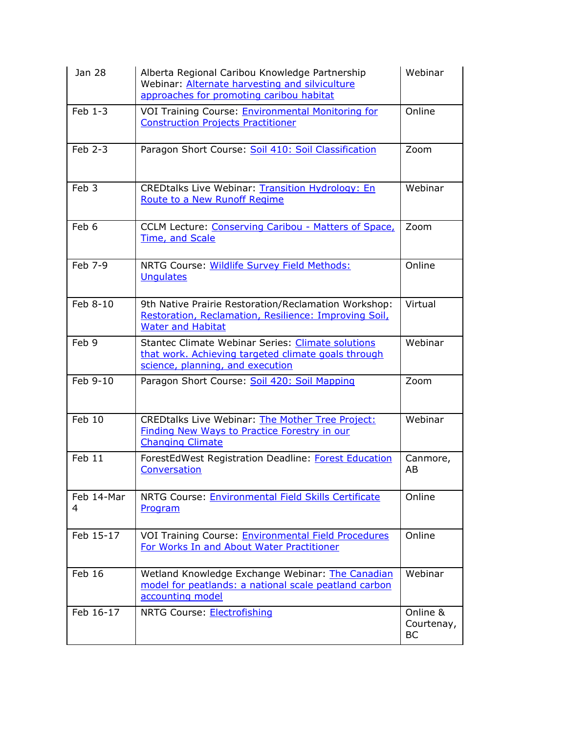| Jan 28 | Alberta Regional Caribou Knowledge Partnership Webinar: Alternate harvesting and silviculture approaches for promoting caribou habitat | Webinar |
|---|---|---|
| Feb 1-3 | VOI Training Course: Environmental Monitoring for Construction Projects Practitioner | Online |
| Feb 2-3 | Paragon Short Course: Soil 410: Soil Classification | Zoom |
| Feb 3 | CREDtalks Live Webinar: Transition Hydrology: En Route to a New Runoff Regime | Webinar |
| Feb 6 | CCLM Lecture: Conserving Caribou - Matters of Space, Time, and Scale | Zoom |
| Feb 7-9 | NRTG Course: Wildlife Survey Field Methods: Ungulates | Online |
| Feb 8-10 | 9th Native Prairie Restoration/Reclamation Workshop: Restoration, Reclamation, Resilience: Improving Soil, Water and Habitat | Virtual |
| Feb 9 | Stantec Climate Webinar Series: Climate solutions that work. Achieving targeted climate goals through science, planning, and execution | Webinar |
| Feb 9-10 | Paragon Short Course: Soil 420: Soil Mapping | Zoom |
| Feb 10 | CREDtalks Live Webinar: The Mother Tree Project: Finding New Ways to Practice Forestry in our Changing Climate | Webinar |
| Feb 11 | ForestEdWest Registration Deadline: Forest Education Conversation | Canmore, AB |
| Feb 14-Mar 4 | NRTG Course: Environmental Field Skills Certificate Program | Online |
| Feb 15-17 | VOI Training Course: Environmental Field Procedures For Works In and About Water Practitioner | Online |
| Feb 16 | Wetland Knowledge Exchange Webinar: The Canadian model for peatlands: a national scale peatland carbon accounting model | Webinar |
| Feb 16-17 | NRTG Course: Electrofishing | Online & Courtenay, BC |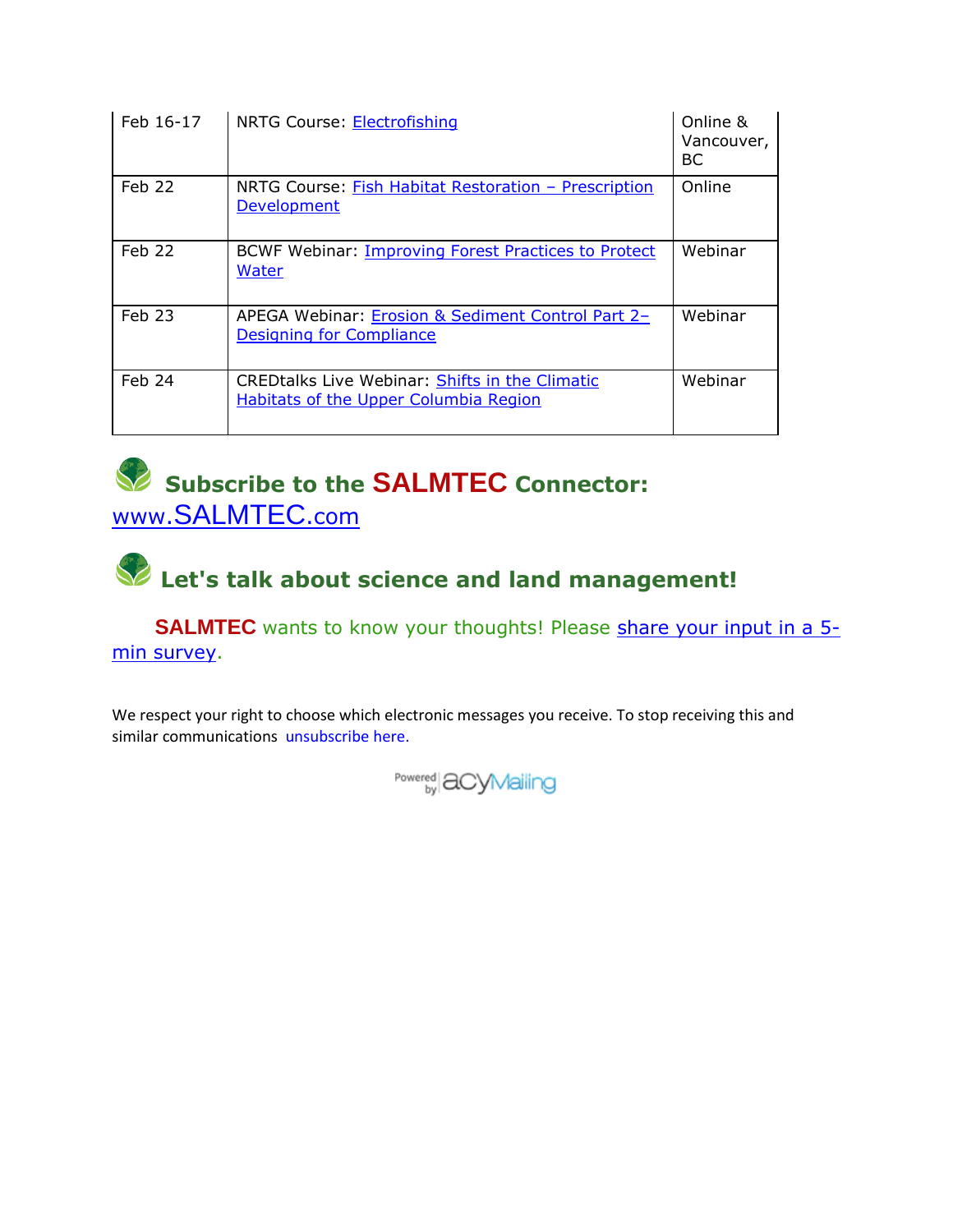| | | |
|---|---|---|
| Feb 16-17 | NRTG Course: Electrofishing | Online & Vancouver, BC |
| Feb 22 | NRTG Course: Fish Habitat Restoration – Prescription Development | Online |
| Feb 22 | BCWF Webinar: Improving Forest Practices to Protect Water | Webinar |
| Feb 23 | APEGA Webinar: Erosion & Sediment Control Part 2– Designing for Compliance | Webinar |
| Feb 24 | CREDtalks Live Webinar: Shifts in the Climatic Habitats of the Upper Columbia Region | Webinar |

## Subscribe to the SALMTEC Connector: www.SALMTEC.com

## Let's talk about science and land management!

**SALMTEC** wants to know your thoughts! Please share your input in a 5-min survey.

We respect your right to choose which electronic messages you receive. To stop receiving this and similar communications unsubscribe here.

Powered by acyMailing